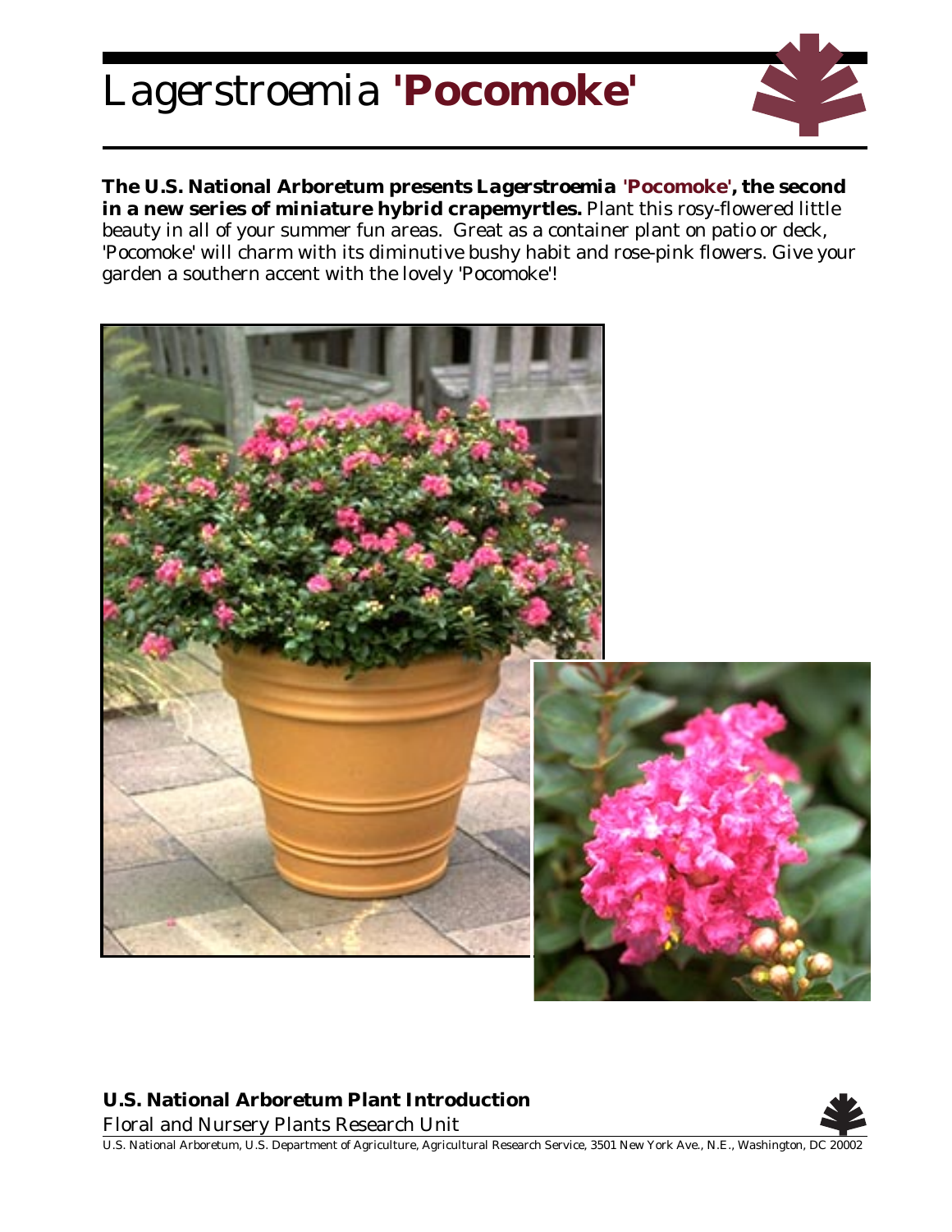# *Lagerstroemia* **'Pocomoke'**

**The U.S. National Arboretum presents *Lagerstroemia* 'Pocomoke', the second in a new series of miniature hybrid crapemyrtles.** Plant this rosy-flowered little beauty in all of your summer fun areas. Great as a container plant on patio or deck, 'Pocomoke' will charm with its diminutive bushy habit and rose-pink flowers. Give your garden a southern accent with the lovely 'Pocomoke'!

**U.S. National Arboretum Plant Introduction**

Floral and Nursery Plants Research Unit

U.S. National Arboretum, U.S. Department of Agriculture, Agricultural Research Service, 3501 New York Ave., N.E., Washington, DC 20002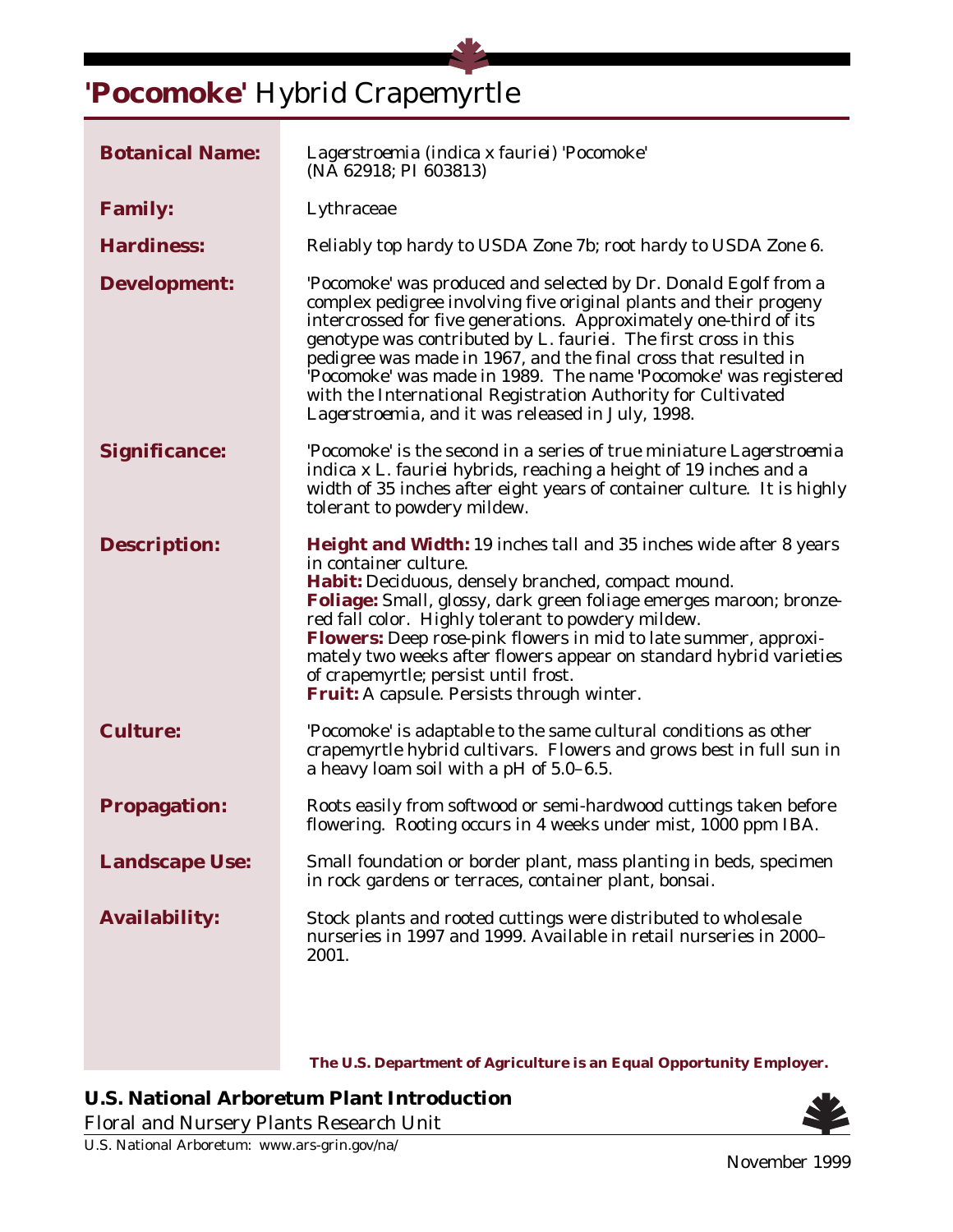# 'Pocomoke' Hybrid Crapemyrtle

**Botanical Name:** *Lagerstroemia* (*indica* x *fauriei*) 'Pocomoke' (NA 62918; PI 603813)

**Family:** Lythraceae

**Hardiness:** Reliably top hardy to USDA Zone 7b; root hardy to USDA Zone 6.

**Development:** 'Pocomoke' was produced and selected by Dr. Donald Egolf from a complex pedigree involving five original plants and their progeny intercrossed for five generations. Approximately one-third of its genotype was contributed by *L. fauriei*. The first cross in this pedigree was made in 1967, and the final cross that resulted in 'Pocomoke' was made in 1989. The name 'Pocomoke' was registered with the International Registration Authority for Cultivated *Lagerstroemia*, and it was released in July, 1998.

**Significance:** 'Pocomoke' is the second in a series of true miniature *Lagerstroemia indica* x *L. fauriei* hybrids, reaching a height of 19 inches and a width of 35 inches after eight years of container culture. It is highly tolerant to powdery mildew.

**Description:**
**Height and Width:** 19 inches tall and 35 inches wide after 8 years in container culture.
**Habit:** Deciduous, densely branched, compact mound.
**Foliage:** Small, glossy, dark green foliage emerges maroon; bronze-red fall color. Highly tolerant to powdery mildew.
**Flowers:** Deep rose-pink flowers in mid to late summer, approximately two weeks after flowers appear on standard hybrid varieties of crapemyrtle; persist until frost.
**Fruit:** A capsule. Persists through winter.

**Culture:** 'Pocomoke' is adaptable to the same cultural conditions as other crapemyrtle hybrid cultivars. Flowers and grows best in full sun in a heavy loam soil with a pH of 5.0–6.5.

**Propagation:** Roots easily from softwood or semi-hardwood cuttings taken before flowering. Rooting occurs in 4 weeks under mist, 1000 ppm IBA.

**Landscape Use:** Small foundation or border plant, mass planting in beds, specimen in rock gardens or terraces, container plant, bonsai.

**Availability:** Stock plants and rooted cuttings were distributed to wholesale nurseries in 1997 and 1999. Available in retail nurseries in 2000–2001.

**The U.S. Department of Agriculture is an Equal Opportunity Employer.**

**U.S. National Arboretum Plant Introduction**

Floral and Nursery Plants Research Unit

U.S. National Arboretum: www.ars-grin.gov/na/

November 1999